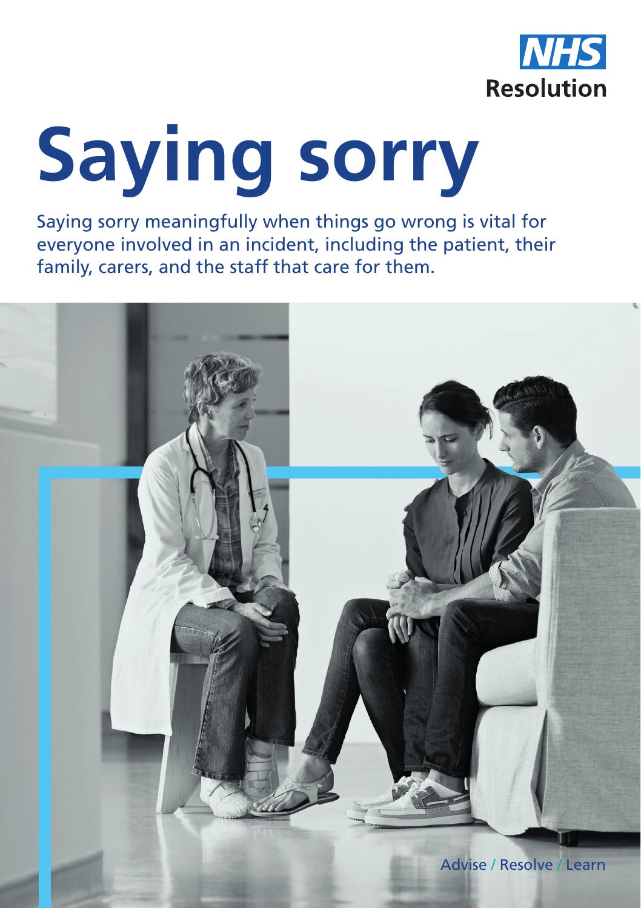NHS Resolution

# Saying sorry

Saying sorry meaningfully when things go wrong is vital for everyone involved in an incident, including the patient, their family, carers, and the staff that care for them.

Advise / Resolve / Learn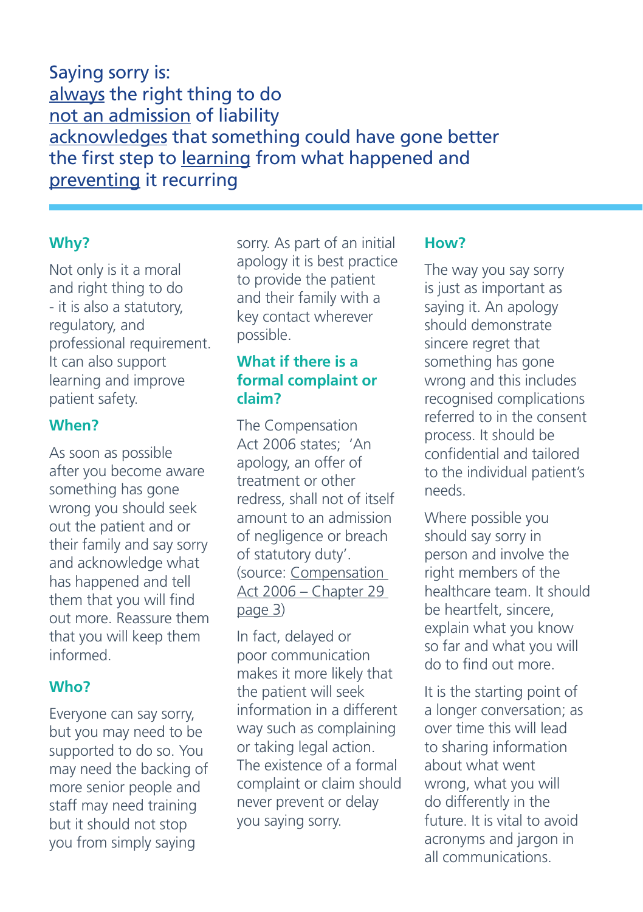Saying sorry is:
always the right thing to do
not an admission of liability
acknowledges that something could have gone better
the first step to learning from what happened and preventing it recurring

### Why?

Not only is it a moral and right thing to do - it is also a statutory, regulatory, and professional requirement. It can also support learning and improve patient safety.

### When?

As soon as possible after you become aware something has gone wrong you should seek out the patient and or their family and say sorry and acknowledge what has happened and tell them that you will find out more. Reassure them that you will keep them informed.

### Who?

Everyone can say sorry, but you may need to be supported to do so. You may need the backing of more senior people and staff may need training but it should not stop you from simply saying sorry. As part of an initial apology it is best practice to provide the patient and their family with a key contact wherever possible.

### What if there is a formal complaint or claim?

The Compensation Act 2006 states; 'An apology, an offer of treatment or other redress, shall not of itself amount to an admission of negligence or breach of statutory duty'. (source: Compensation Act 2006 – Chapter 29 page 3)

In fact, delayed or poor communication makes it more likely that the patient will seek information in a different way such as complaining or taking legal action. The existence of a formal complaint or claim should never prevent or delay you saying sorry.

### How?

The way you say sorry is just as important as saying it. An apology should demonstrate sincere regret that something has gone wrong and this includes recognised complications referred to in the consent process. It should be confidential and tailored to the individual patient's needs.

Where possible you should say sorry in person and involve the right members of the healthcare team. It should be heartfelt, sincere, explain what you know so far and what you will do to find out more.

It is the starting point of a longer conversation; as over time this will lead to sharing information about what went wrong, what you will do differently in the future. It is vital to avoid acronyms and jargon in all communications.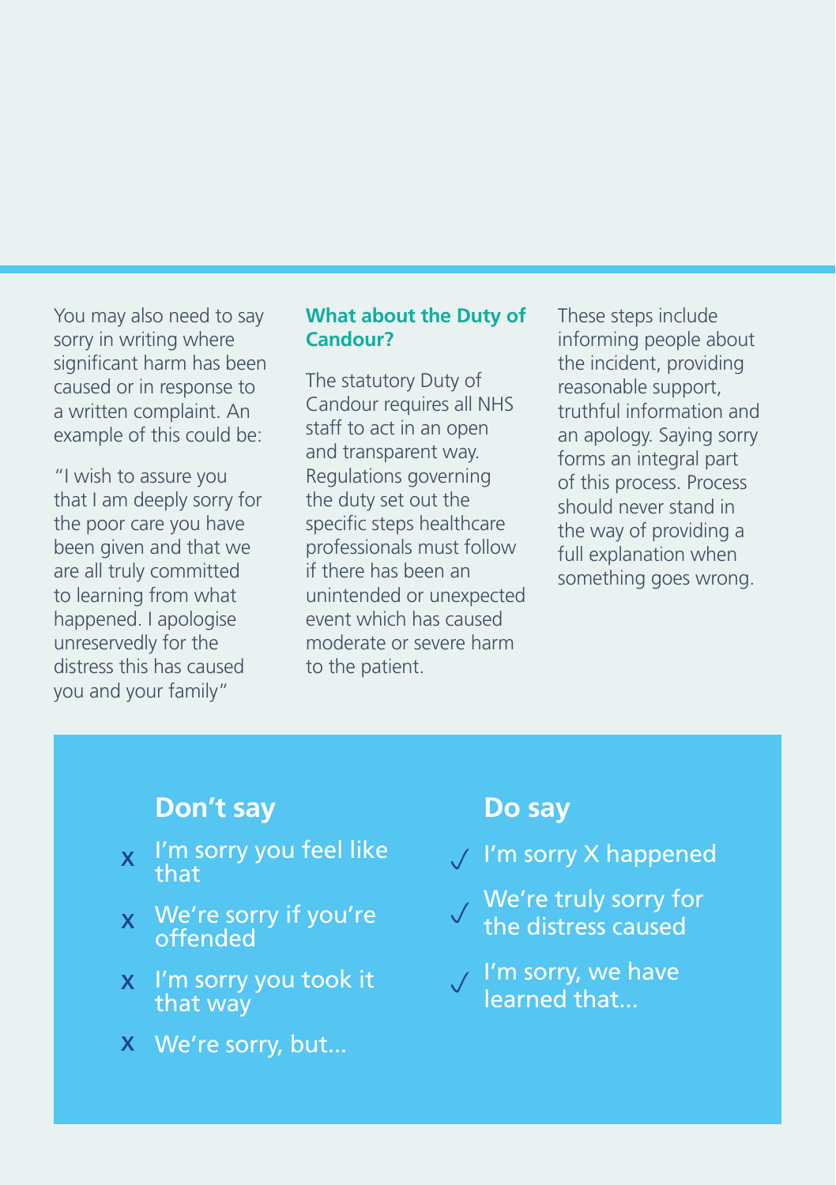You may also need to say sorry in writing where significant harm has been caused or in response to a written complaint. An example of this could be:

"I wish to assure you that I am deeply sorry for the poor care you have been given and that we are all truly committed to learning from what happened. I apologise unreservedly for the distress this has caused you and your family"

### What about the Duty of Candour?

The statutory Duty of Candour requires all NHS staff to act in an open and transparent way. Regulations governing the duty set out the specific steps healthcare professionals must follow if there has been an unintended or unexpected event which has caused moderate or severe harm to the patient.

These steps include informing people about the incident, providing reasonable support, truthful information and an apology. Saying sorry forms an integral part of this process. Process should never stand in the way of providing a full explanation when something goes wrong.

### Don't say

- x I'm sorry you feel like that
- x We're sorry if you're offended
- x I'm sorry you took it that way
- x We're sorry, but...

### Do say

- ✓ I'm sorry X happened
- ✓ We're truly sorry for the distress caused
- ✓ I'm sorry, we have learned that...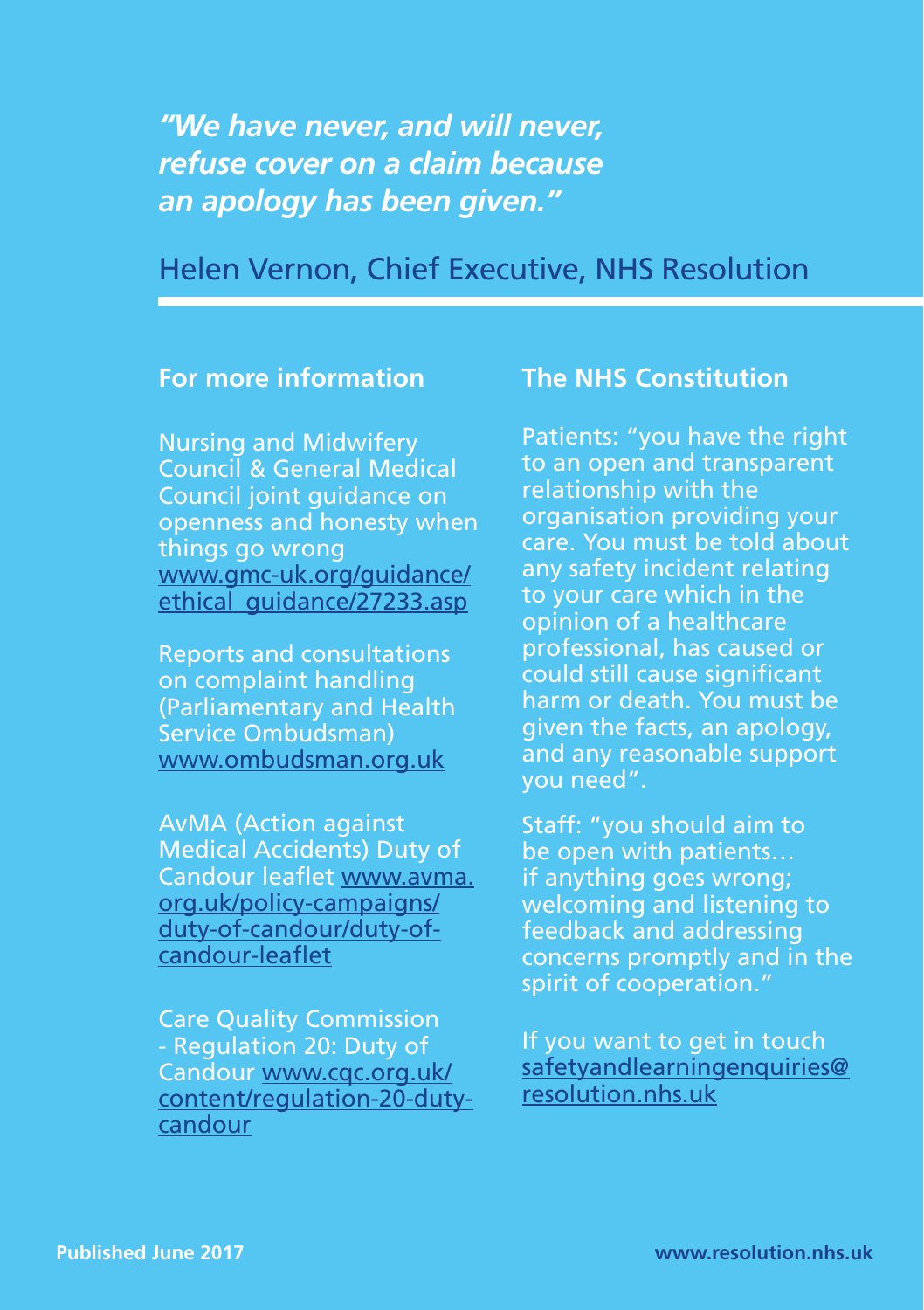***"We have never, and will never, refuse cover on a claim because an apology has been given."***

Helen Vernon, Chief Executive, NHS Resolution

## For more information

Nursing and Midwifery Council & General Medical Council joint guidance on openness and honesty when things go wrong www.gmc-uk.org/guidance/ethical_guidance/27233.asp

Reports and consultations on complaint handling (Parliamentary and Health Service Ombudsman) www.ombudsman.org.uk

AvMA (Action against Medical Accidents) Duty of Candour leaflet www.avma.org.uk/policy-campaigns/duty-of-candour/duty-of-candour-leaflet

Care Quality Commission - Regulation 20: Duty of Candour www.cqc.org.uk/content/regulation-20-duty-candour

## The NHS Constitution

Patients: "you have the right to an open and transparent relationship with the organisation providing your care. You must be told about any safety incident relating to your care which in the opinion of a healthcare professional, has caused or could still cause significant harm or death. You must be given the facts, an apology, and any reasonable support you need".

Staff: "you should aim to be open with patients… if anything goes wrong; welcoming and listening to feedback and addressing concerns promptly and in the spirit of cooperation."

If you want to get in touch safetyandlearningenquiries@resolution.nhs.uk

**Published June 2017**

**www.resolution.nhs.uk**